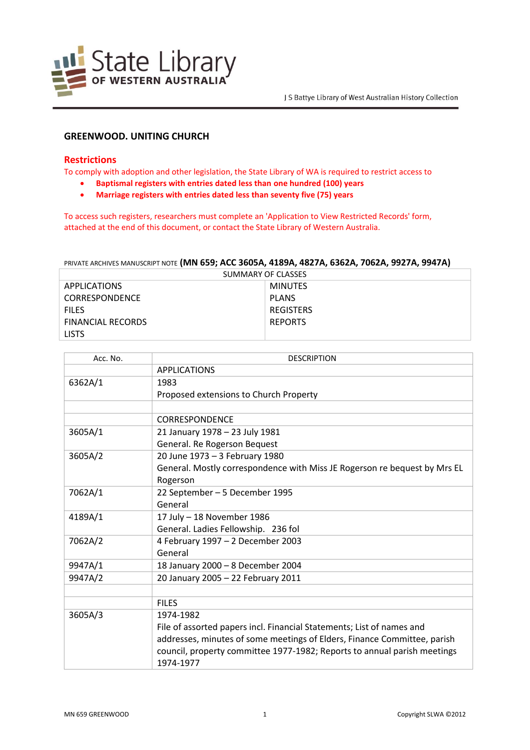State Library OF WESTERN AUSTRALIA

J S Battye Library of West Australian History Collection

## GREENWOOD. UNITING CHURCH

### Restrictions

To comply with adoption and other legislation, the State Library of WA is required to restrict access to

- **Baptismal registers with entries dated less than one hundred (100) years**
- **Marriage registers with entries dated less than seventy five (75) years**

To access such registers, researchers must complete an 'Application to View Restricted Records' form, attached at the end of this document, or contact the State Library of Western Australia.

PRIVATE ARCHIVES MANUSCRIPT NOTE **(MN 659; ACC 3605A, 4189A, 4827A, 6362A, 7062A, 9927A, 9947A)**

| SUMMARY OF CLASSES | |
|---|---|
| APPLICATIONS | MINUTES |
| CORRESPONDENCE | PLANS |
| FILES | REGISTERS |
| FINANCIAL RECORDS | REPORTS |
| LISTS | |

| Acc. No. | DESCRIPTION |
|---|---|
| | APPLICATIONS |
| 6362A/1 | 1983<br>Proposed extensions to Church Property |
| | |
| | CORRESPONDENCE |
| 3605A/1 | 21 January 1978 – 23 July 1981<br>General. Re Rogerson Bequest |
| 3605A/2 | 20 June 1973 – 3 February 1980<br>General. Mostly correspondence with Miss JE Rogerson re bequest by Mrs EL Rogerson |
| 7062A/1 | 22 September – 5 December 1995<br>General |
| 4189A/1 | 17 July – 18 November 1986<br>General. Ladies Fellowship. 236 fol |
| 7062A/2 | 4 February 1997 – 2 December 2003<br>General |
| 9947A/1 | 18 January 2000 – 8 December 2004 |
| 9947A/2 | 20 January 2005 – 22 February 2011 |
| | |
| | FILES |
| 3605A/3 | 1974-1982<br>File of assorted papers incl. Financial Statements; List of names and addresses, minutes of some meetings of Elders, Finance Committee, parish council, property committee 1977-1982; Reports to annual parish meetings 1974-1977 |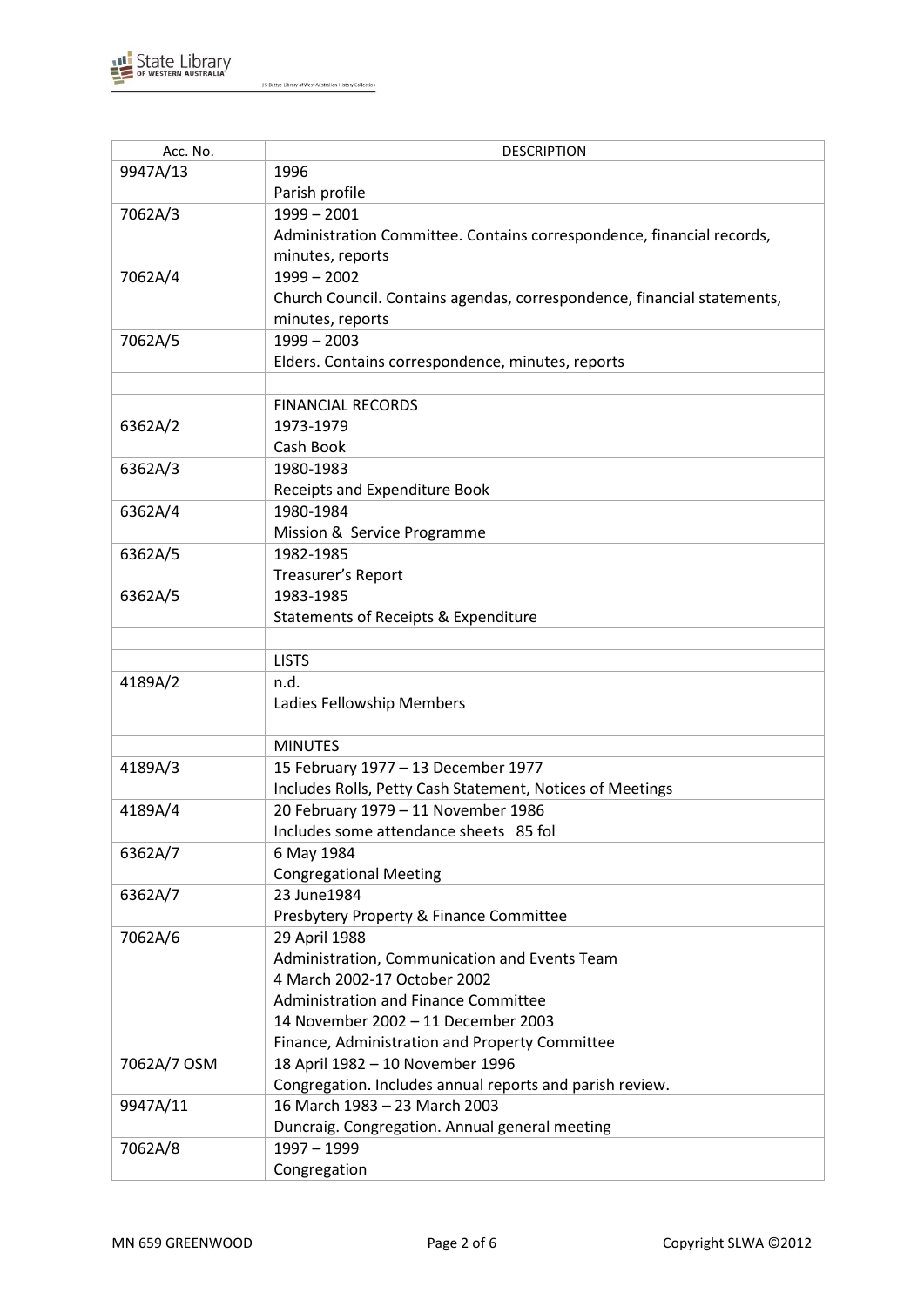| Acc. No. | DESCRIPTION |
|---|---|
| 9947A/13 | 1996<br>Parish profile |
| 7062A/3 | 1999 – 2001<br>Administration Committee. Contains correspondence, financial records, minutes, reports |
| 7062A/4 | 1999 – 2002<br>Church Council. Contains agendas, correspondence, financial statements, minutes, reports |
| 7062A/5 | 1999 – 2003<br>Elders. Contains correspondence, minutes, reports |
| | |
| | FINANCIAL RECORDS |
| 6362A/2 | 1973-1979<br>Cash Book |
| 6362A/3 | 1980-1983<br>Receipts and Expenditure Book |
| 6362A/4 | 1980-1984<br>Mission & Service Programme |
| 6362A/5 | 1982-1985<br>Treasurer's Report |
| 6362A/5 | 1983-1985<br>Statements of Receipts & Expenditure |
| | |
| | LISTS |
| 4189A/2 | n.d.<br>Ladies Fellowship Members |
| | |
| | MINUTES |
| 4189A/3 | 15 February 1977 – 13 December 1977<br>Includes Rolls, Petty Cash Statement, Notices of Meetings |
| 4189A/4 | 20 February 1979 – 11 November 1986<br>Includes some attendance sheets 85 fol |
| 6362A/7 | 6 May 1984<br>Congregational Meeting |
| 6362A/7 | 23 June1984<br>Presbytery Property & Finance Committee |
| 7062A/6 | 29 April 1988<br>Administration, Communication and Events Team<br>4 March 2002-17 October 2002<br>Administration and Finance Committee<br>14 November 2002 – 11 December 2003<br>Finance, Administration and Property Committee |
| 7062A/7 OSM | 18 April 1982 – 10 November 1996<br>Congregation. Includes annual reports and parish review. |
| 9947A/11 | 16 March 1983 – 23 March 2003<br>Duncraig. Congregation. Annual general meeting |
| 7062A/8 | 1997 – 1999<br>Congregation |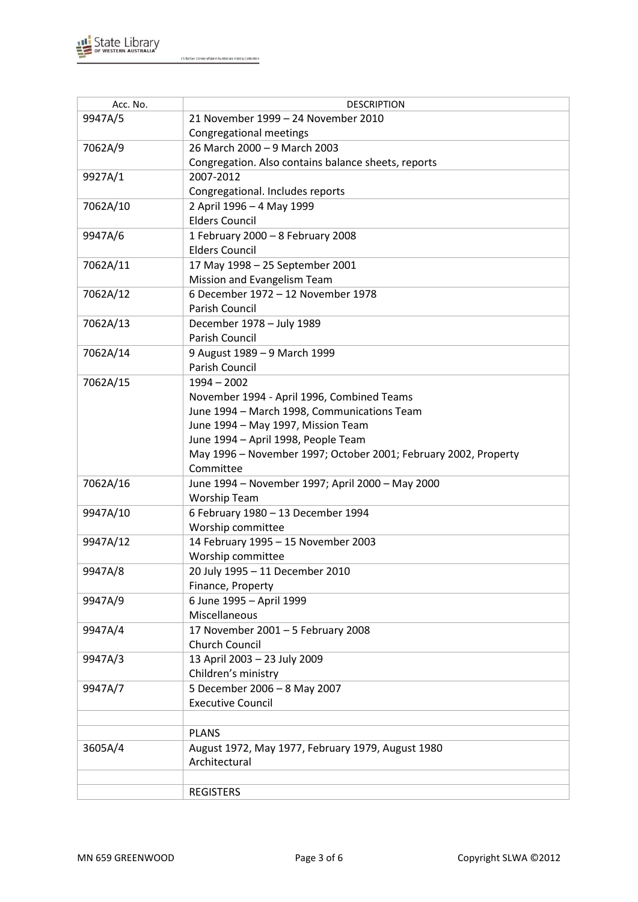| Acc. No. | DESCRIPTION |
|---|---|
| 9947A/5 | 21 November 1999 – 24 November 2010<br>Congregational meetings |
| 7062A/9 | 26 March 2000 – 9 March 2003<br>Congregation. Also contains balance sheets, reports |
| 9927A/1 | 2007-2012<br>Congregational. Includes reports |
| 7062A/10 | 2 April 1996 – 4 May 1999<br>Elders Council |
| 9947A/6 | 1 February 2000 – 8 February 2008<br>Elders Council |
| 7062A/11 | 17 May 1998 – 25 September 2001<br>Mission and Evangelism Team |
| 7062A/12 | 6 December 1972 – 12 November 1978<br>Parish Council |
| 7062A/13 | December 1978 – July 1989<br>Parish Council |
| 7062A/14 | 9 August 1989 – 9 March 1999<br>Parish Council |
| 7062A/15 | 1994 – 2002<br>November 1994 - April 1996, Combined Teams<br>June 1994 – March 1998, Communications Team<br>June 1994 – May 1997, Mission Team<br>June 1994 – April 1998, People Team<br>May 1996 – November 1997; October 2001; February 2002, Property Committee |
| 7062A/16 | June 1994 – November 1997; April 2000 – May 2000<br>Worship Team |
| 9947A/10 | 6 February 1980 – 13 December 1994<br>Worship committee |
| 9947A/12 | 14 February 1995 – 15 November 2003<br>Worship committee |
| 9947A/8 | 20 July 1995 – 11 December 2010<br>Finance, Property |
| 9947A/9 | 6 June 1995 – April 1999<br>Miscellaneous |
| 9947A/4 | 17 November 2001 – 5 February 2008<br>Church Council |
| 9947A/3 | 13 April 2003 – 23 July 2009<br>Children's ministry |
| 9947A/7 | 5 December 2006 – 8 May 2007<br>Executive Council |
| | |
| | PLANS |
| 3605A/4 | August 1972, May 1977, February 1979, August 1980<br>Architectural |
| | |
| | REGISTERS |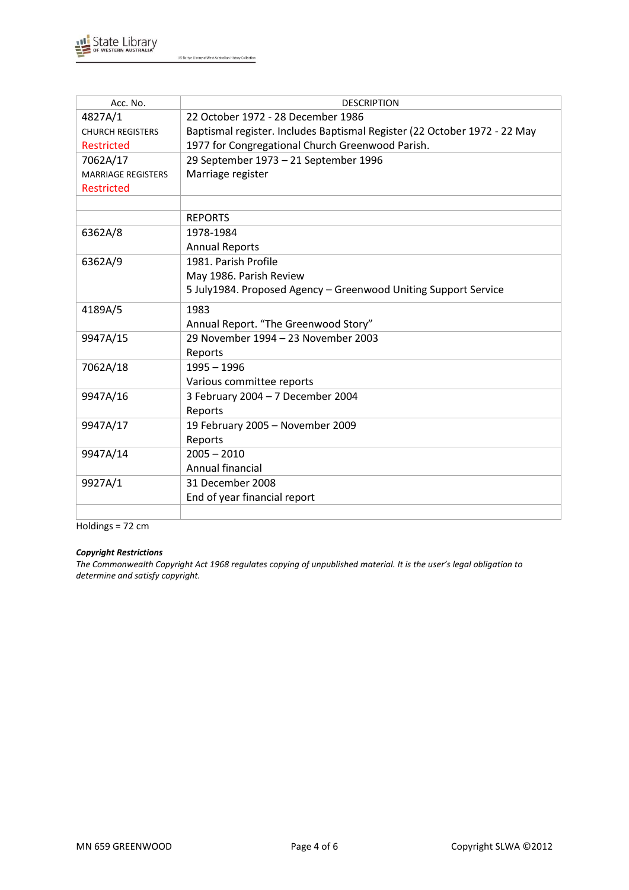| Acc. No. | DESCRIPTION |
|---|---|
| 4827A/1<br>CHURCH REGISTERS<br>Restricted | 22 October 1972 - 28 December 1986<br>Baptismal register. Includes Baptismal Register (22 October 1972 - 22 May 1977 for Congregational Church Greenwood Parish. |
| 7062A/17<br>MARRIAGE REGISTERS<br>Restricted | 29 September 1973 – 21 September 1996<br>Marriage register |
| | |
| | REPORTS |
| 6362A/8 | 1978-1984<br>Annual Reports |
| 6362A/9 | 1981. Parish Profile<br>May 1986. Parish Review<br>5 July1984. Proposed Agency – Greenwood Uniting Support Service |
| 4189A/5 | 1983<br>Annual Report. "The Greenwood Story" |
| 9947A/15 | 29 November 1994 – 23 November 2003<br>Reports |
| 7062A/18 | 1995 – 1996<br>Various committee reports |
| 9947A/16 | 3 February 2004 – 7 December 2004<br>Reports |
| 9947A/17 | 19 February 2005 – November 2009<br>Reports |
| 9947A/14 | 2005 – 2010<br>Annual financial |
| 9927A/1 | 31 December 2008<br>End of year financial report |
| | |

Holdings = 72 cm

***Copyright Restrictions***

*The Commonwealth Copyright Act 1968 regulates copying of unpublished material. It is the user's legal obligation to determine and satisfy copyright.*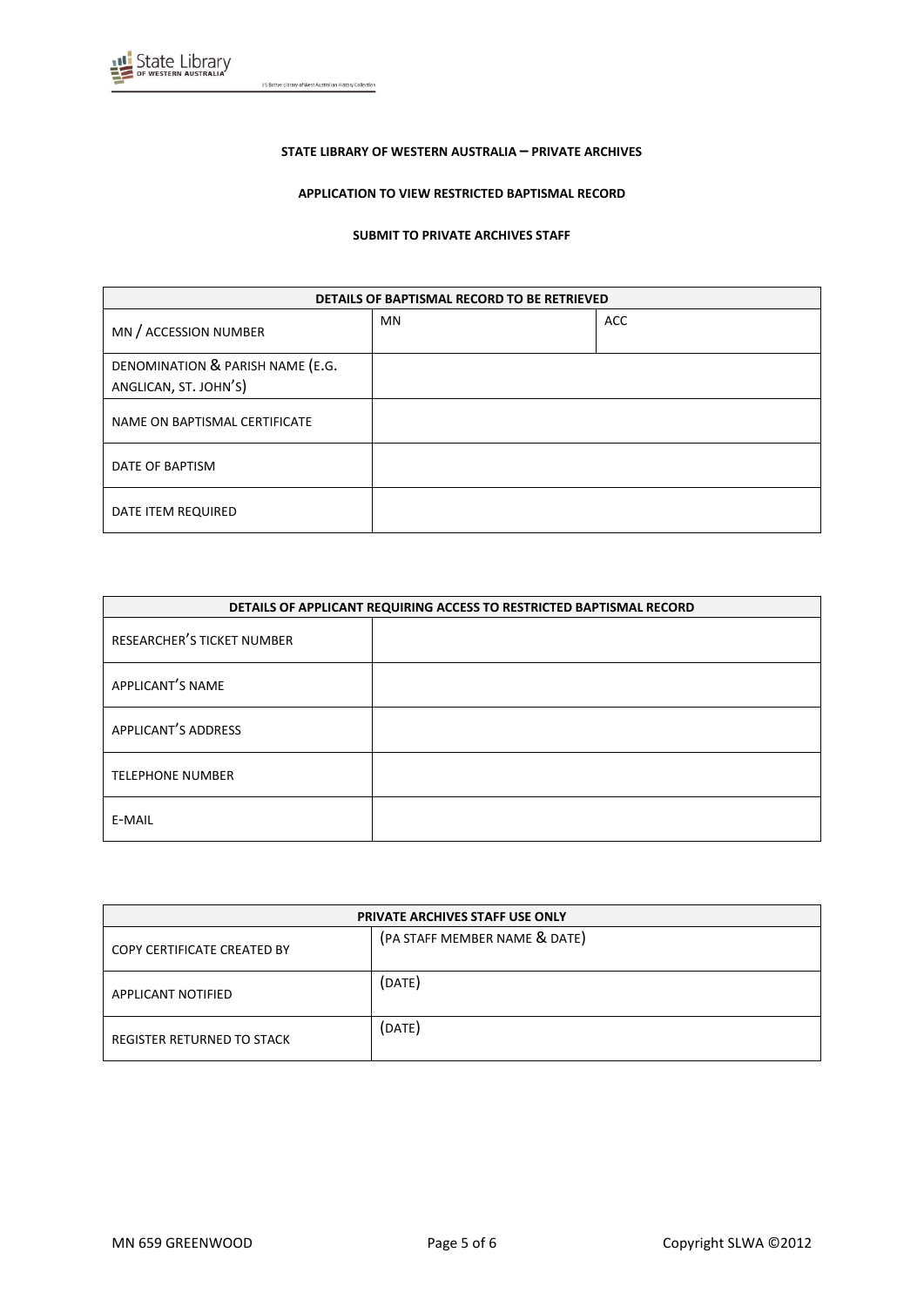**STATE LIBRARY OF WESTERN AUSTRALIA – PRIVATE ARCHIVES**

**APPLICATION TO VIEW RESTRICTED BAPTISMAL RECORD**

**SUBMIT TO PRIVATE ARCHIVES STAFF**

| DETAILS OF BAPTISMAL RECORD TO BE RETRIEVED | | |
|---|---|---|
| MN / ACCESSION NUMBER | MN | ACC |
| DENOMINATION & PARISH NAME (E.G. ANGLICAN, ST. JOHN'S) | | |
| NAME ON BAPTISMAL CERTIFICATE | | |
| DATE OF BAPTISM | | |
| DATE ITEM REQUIRED | | |

| DETAILS OF APPLICANT REQUIRING ACCESS TO RESTRICTED BAPTISMAL RECORD | |
|---|---|
| RESEARCHER'S TICKET NUMBER | |
| APPLICANT'S NAME | |
| APPLICANT'S ADDRESS | |
| TELEPHONE NUMBER | |
| E-MAIL | |

| PRIVATE ARCHIVES STAFF USE ONLY | |
|---|---|
| COPY CERTIFICATE CREATED BY | (PA STAFF MEMBER NAME & DATE) |
| APPLICANT NOTIFIED | (DATE) |
| REGISTER RETURNED TO STACK | (DATE) |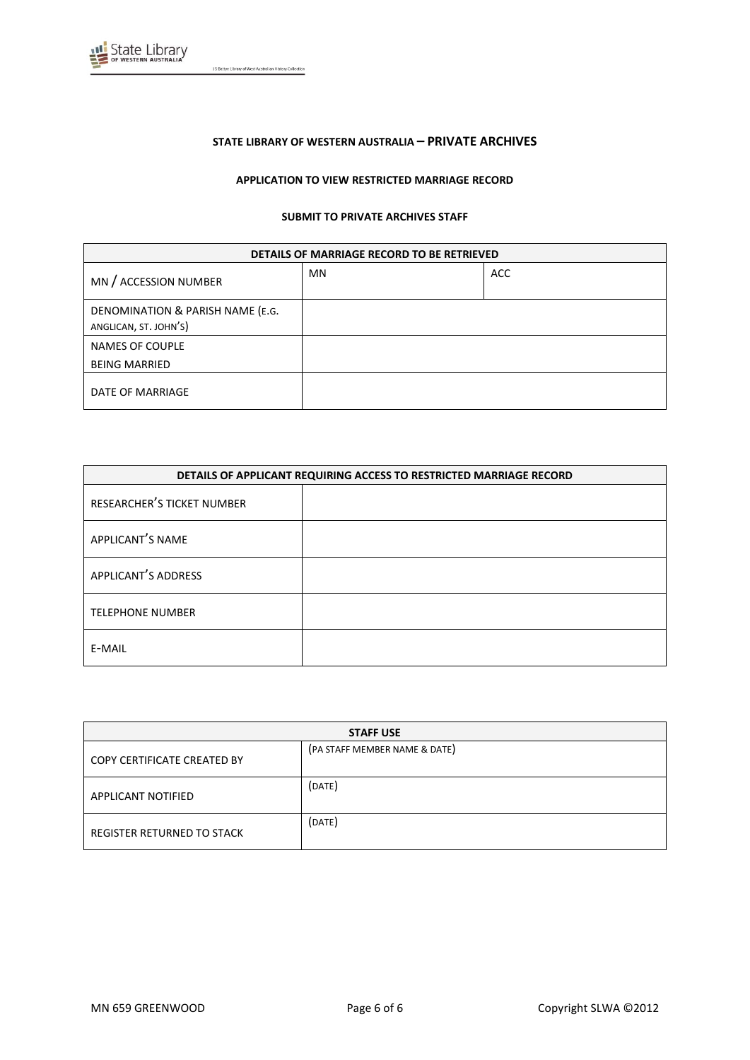**STATE LIBRARY OF WESTERN AUSTRALIA – PRIVATE ARCHIVES**

**APPLICATION TO VIEW RESTRICTED MARRIAGE RECORD**

**SUBMIT TO PRIVATE ARCHIVES STAFF**

| DETAILS OF MARRIAGE RECORD TO BE RETRIEVED | | |
|---|---|---|
| MN / ACCESSION NUMBER | MN | ACC |
| DENOMINATION & PARISH NAME (E.G. ANGLICAN, ST. JOHN'S) | | |
| NAMES OF COUPLE BEING MARRIED | | |
| DATE OF MARRIAGE | | |

| DETAILS OF APPLICANT REQUIRING ACCESS TO RESTRICTED MARRIAGE RECORD | |
|---|---|
| RESEARCHER'S TICKET NUMBER | |
| APPLICANT'S NAME | |
| APPLICANT'S ADDRESS | |
| TELEPHONE NUMBER | |
| E-MAIL | |

| STAFF USE | |
|---|---|
| COPY CERTIFICATE CREATED BY | (PA STAFF MEMBER NAME & DATE) |
| APPLICANT NOTIFIED | (DATE) |
| REGISTER RETURNED TO STACK | (DATE) |